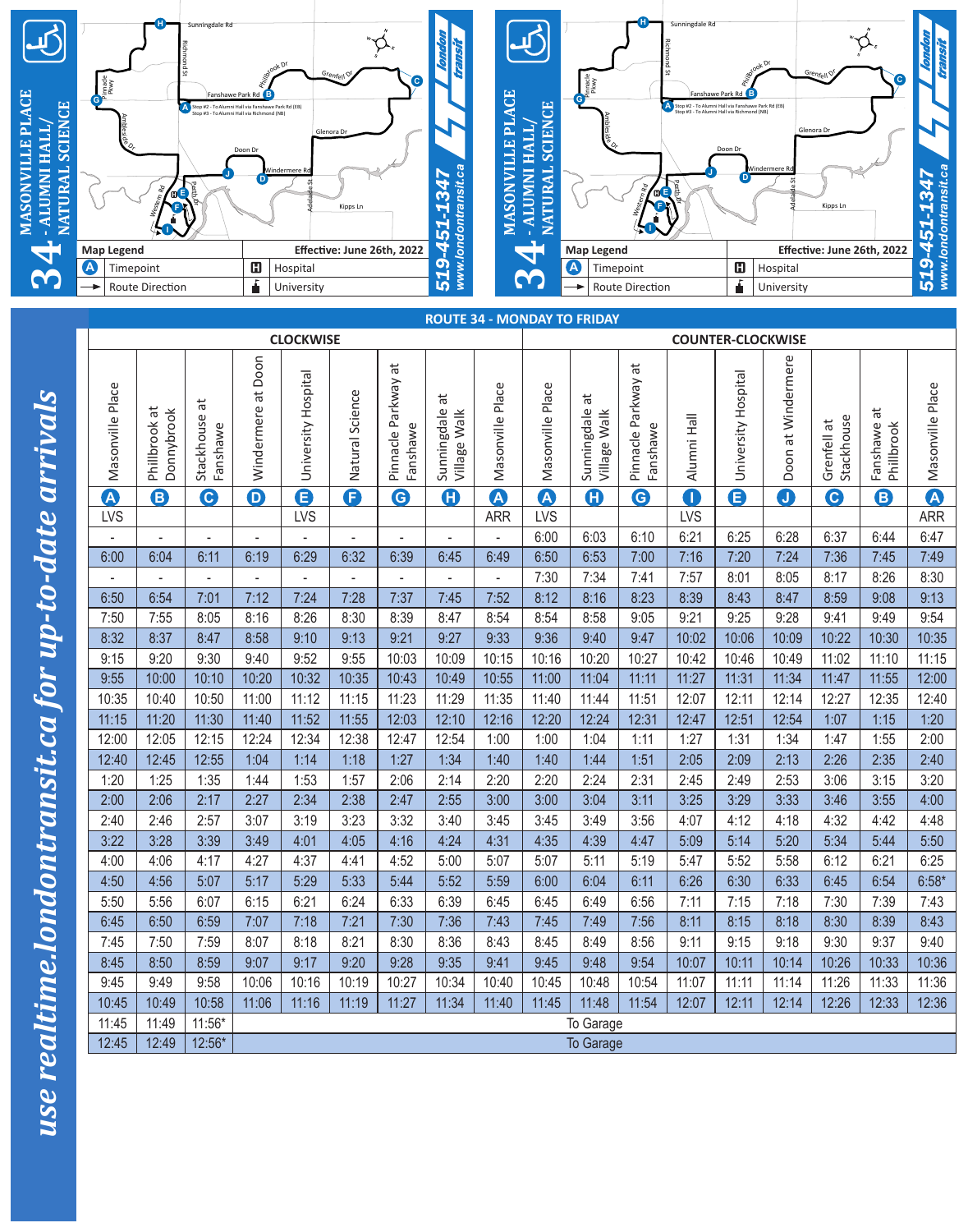# 34 - MASONVILLE PLACE - ALUMNI HALL/ NATURAL SCIENCE

london transit — 519-451-1347 — www.londontransit.ca

Stop #2 - To Alumni Hall via Fanshawe Park Rd (EB)
Stop #3 - To Alumni Hall via Richmond (NB)

| Map Legend | |
|---|---|
| A Timepoint | H Hospital |
| → Route Direction | University |

Effective: June 26th, 2022

*use realtime.londontransit.ca for up-to-date arrivals*

## ROUTE 34 - MONDAY TO FRIDAY

| CLOCKWISE | | | | | | | | | COUNTER-CLOCKWISE | | | | | | | | |
|---|---|---|---|---|---|---|---|---|---|---|---|---|---|---|---|---|---|
| Masonville Place | Phillbrook at Donnybrook | Stackhouse at Fanshawe | Windermere at Doon | University Hospital | Natural Science | Pinnacle Parkway at Fanshawe | Sunningdale at Village Walk | Masonville Place | Masonville Place | Sunningdale at Village Walk | Pinnacle Parkway at Fanshawe | Alumni Hall | University Hospital | Doon at Windermere | Grenfell at Stackhouse | Fanshawe at Phillbrook | Masonville Place |
| A | B | C | D | E | F | G | H | A | A | H | G | I | E | J | C | B | A |
| LVS | | | | LVS | | | | ARR | LVS | | | LVS | | | | | ARR |
| - | - | - | - | - | - | - | - | - | 6:00 | 6:03 | 6:10 | 6:21 | 6:25 | 6:28 | 6:37 | 6:44 | 6:47 |
| 6:00 | 6:04 | 6:11 | 6:19 | 6:29 | 6:32 | 6:39 | 6:45 | 6:49 | 6:50 | 6:53 | 7:00 | 7:16 | 7:20 | 7:24 | 7:36 | 7:45 | 7:49 |
| - | - | - | - | - | - | - | - | - | 7:30 | 7:34 | 7:41 | 7:57 | 8:01 | 8:05 | 8:17 | 8:26 | 8:30 |
| 6:50 | 6:54 | 7:01 | 7:12 | 7:24 | 7:28 | 7:37 | 7:45 | 7:52 | 8:12 | 8:16 | 8:23 | 8:39 | 8:43 | 8:47 | 8:59 | 9:08 | 9:13 |
| 7:50 | 7:55 | 8:05 | 8:16 | 8:26 | 8:30 | 8:39 | 8:47 | 8:54 | 8:54 | 8:58 | 9:05 | 9:21 | 9:25 | 9:28 | 9:41 | 9:49 | 9:54 |
| 8:32 | 8:37 | 8:47 | 8:58 | 9:10 | 9:13 | 9:21 | 9:27 | 9:33 | 9:36 | 9:40 | 9:47 | 10:02 | 10:06 | 10:09 | 10:22 | 10:30 | 10:35 |
| 9:15 | 9:20 | 9:30 | 9:40 | 9:52 | 9:55 | 10:03 | 10:09 | 10:15 | 10:16 | 10:20 | 10:27 | 10:42 | 10:46 | 10:49 | 11:02 | 11:10 | 11:15 |
| 9:55 | 10:00 | 10:10 | 10:20 | 10:32 | 10:35 | 10:43 | 10:49 | 10:55 | 11:00 | 11:04 | 11:11 | 11:27 | 11:31 | 11:34 | 11:47 | 11:55 | 12:00 |
| 10:35 | 10:40 | 10:50 | 11:00 | 11:12 | 11:15 | 11:23 | 11:29 | 11:35 | 11:40 | 11:44 | 11:51 | 12:07 | 12:11 | 12:14 | 12:27 | 12:35 | 12:40 |
| 11:15 | 11:20 | 11:30 | 11:40 | 11:52 | 11:55 | 12:03 | 12:10 | 12:16 | 12:20 | 12:24 | 12:31 | 12:47 | 12:51 | 12:54 | 1:07 | 1:15 | 1:20 |
| 12:00 | 12:05 | 12:15 | 12:24 | 12:34 | 12:38 | 12:47 | 12:54 | 1:00 | 1:00 | 1:04 | 1:11 | 1:27 | 1:31 | 1:34 | 1:47 | 1:55 | 2:00 |
| 12:40 | 12:45 | 12:55 | 1:04 | 1:14 | 1:18 | 1:27 | 1:34 | 1:40 | 1:40 | 1:44 | 1:51 | 2:05 | 2:09 | 2:13 | 2:26 | 2:35 | 2:40 |
| 1:20 | 1:25 | 1:35 | 1:44 | 1:53 | 1:57 | 2:06 | 2:14 | 2:20 | 2:20 | 2:24 | 2:31 | 2:45 | 2:49 | 2:53 | 3:06 | 3:15 | 3:20 |
| 2:00 | 2:06 | 2:17 | 2:27 | 2:34 | 2:38 | 2:47 | 2:55 | 3:00 | 3:00 | 3:04 | 3:11 | 3:25 | 3:29 | 3:33 | 3:46 | 3:55 | 4:00 |
| 2:40 | 2:46 | 2:57 | 3:07 | 3:19 | 3:23 | 3:32 | 3:40 | 3:45 | 3:45 | 3:49 | 3:56 | 4:07 | 4:12 | 4:18 | 4:32 | 4:42 | 4:48 |
| 3:22 | 3:28 | 3:39 | 3:49 | 4:01 | 4:05 | 4:16 | 4:24 | 4:31 | 4:35 | 4:39 | 4:47 | 5:09 | 5:14 | 5:20 | 5:34 | 5:44 | 5:50 |
| 4:00 | 4:06 | 4:17 | 4:27 | 4:37 | 4:41 | 4:52 | 5:00 | 5:07 | 5:07 | 5:11 | 5:19 | 5:47 | 5:52 | 5:58 | 6:12 | 6:21 | 6:25 |
| 4:50 | 4:56 | 5:07 | 5:17 | 5:29 | 5:33 | 5:44 | 5:52 | 5:59 | 6:00 | 6:04 | 6:11 | 6:26 | 6:30 | 6:33 | 6:45 | 6:54 | 6:58* |
| 5:50 | 5:56 | 6:07 | 6:15 | 6:21 | 6:24 | 6:33 | 6:39 | 6:45 | 6:45 | 6:49 | 6:56 | 7:11 | 7:15 | 7:18 | 7:30 | 7:39 | 7:43 |
| 6:45 | 6:50 | 6:59 | 7:07 | 7:18 | 7:21 | 7:30 | 7:36 | 7:43 | 7:45 | 7:49 | 7:56 | 8:11 | 8:15 | 8:18 | 8:30 | 8:39 | 8:43 |
| 7:45 | 7:50 | 7:59 | 8:07 | 8:18 | 8:21 | 8:30 | 8:36 | 8:43 | 8:45 | 8:49 | 8:56 | 9:11 | 9:15 | 9:18 | 9:30 | 9:37 | 9:40 |
| 8:45 | 8:50 | 8:59 | 9:07 | 9:17 | 9:20 | 9:28 | 9:35 | 9:41 | 9:45 | 9:48 | 9:54 | 10:07 | 10:11 | 10:14 | 10:26 | 10:33 | 10:36 |
| 9:45 | 9:49 | 9:58 | 10:06 | 10:16 | 10:19 | 10:27 | 10:34 | 10:40 | 10:45 | 10:48 | 10:54 | 11:07 | 11:11 | 11:14 | 11:26 | 11:33 | 11:36 |
| 10:45 | 10:49 | 10:58 | 11:06 | 11:16 | 11:19 | 11:27 | 11:34 | 11:40 | 11:45 | 11:48 | 11:54 | 12:07 | 12:11 | 12:14 | 12:26 | 12:33 | 12:36 |
| 11:45 | 11:49 | 11:56* | To Garage | | | | | | | | | | | | | | |
| 12:45 | 12:49 | 12:56* | To Garage | | | | | | | | | | | | | | |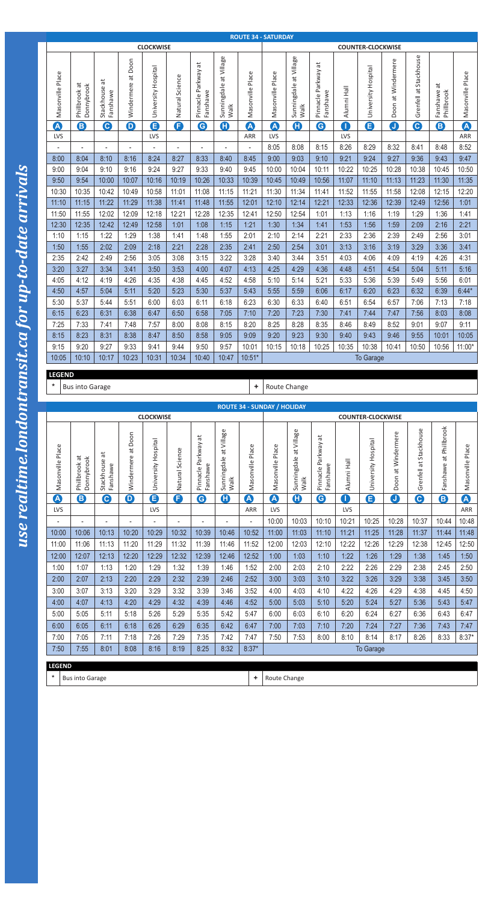*use realtime.londontransit.ca for up-to-date arrivals*

## ROUTE 34 - SATURDAY

| CLOCKWISE | | | | | | | | | COUNTER-CLOCKWISE | | | | | | | | | |
|---|---|---|---|---|---|---|---|---|---|---|---|---|---|---|---|---|---|---|
| Masonville Place | Phillbrook at Donnybrook | Stackhouse at Fanshawe | Windermere at Doon | University Hospital | Natural Science | Pinnacle Parkway at Fanshawe | Sunningdale at Village Walk | Masonville Place | Masonville Place | Sunningdale at Village Walk | Pinnacle Parkway at Fanshawe | Alumni Hall | University Hospital | Doon at Windermere | Grenfell at Stackhouse | Fanshawe at Phillbrook | Masonville Place |
| A | B | C | D | E | F | G | H | A | A | H | G | I | E | J | C | B | A |
| LVS | | | | LVS | | | | ARR | LVS | | | LVS | | | | | ARR |
| - | - | - | - | - | - | - | - | - | 8:05 | 8:08 | 8:15 | 8:26 | 8:29 | 8:32 | 8:41 | 8:48 | 8:52 |
| 8:00 | 8:04 | 8:10 | 8:16 | 8:24 | 8:27 | 8:33 | 8:40 | 8:45 | 9:00 | 9:03 | 9:10 | 9:21 | 9:24 | 9:27 | 9:36 | 9:43 | 9:47 |
| 9:00 | 9:04 | 9:10 | 9:16 | 9:24 | 9:27 | 9:33 | 9:40 | 9:45 | 10:00 | 10:04 | 10:11 | 10:22 | 10:25 | 10:28 | 10:38 | 10:45 | 10:50 |
| 9:50 | 9:54 | 10:00 | 10:07 | 10:16 | 10:19 | 10:26 | 10:33 | 10:39 | 10:45 | 10:49 | 10:56 | 11:07 | 11:10 | 11:13 | 11:23 | 11:30 | 11:35 |
| 10:30 | 10:35 | 10:42 | 10:49 | 10:58 | 11:01 | 11:08 | 11:15 | 11:21 | 11:30 | 11:34 | 11:41 | 11:52 | 11:55 | 11:58 | 12:08 | 12:15 | 12:20 |
| 11:10 | 11:15 | 11:22 | 11:29 | 11:38 | 11:41 | 11:48 | 11:55 | 12:01 | 12:10 | 12:14 | 12:21 | 12:33 | 12:36 | 12:39 | 12:49 | 12:56 | 1:01 |
| 11:50 | 11:55 | 12:02 | 12:09 | 12:18 | 12:21 | 12:28 | 12:35 | 12:41 | 12:50 | 12:54 | 1:01 | 1:13 | 1:16 | 1:19 | 1:29 | 1:36 | 1:41 |
| 12:30 | 12:35 | 12:42 | 12:49 | 12:58 | 1:01 | 1:08 | 1:15 | 1:21 | 1:30 | 1:34 | 1:41 | 1:53 | 1:56 | 1:59 | 2:09 | 2:16 | 2:21 |
| 1:10 | 1:15 | 1:22 | 1:29 | 1:38 | 1:41 | 1:48 | 1:55 | 2:01 | 2:10 | 2:14 | 2:21 | 2:33 | 2:36 | 2:39 | 2:49 | 2:56 | 3:01 |
| 1:50 | 1:55 | 2:02 | 2:09 | 2:18 | 2:21 | 2:28 | 2:35 | 2:41 | 2:50 | 2:54 | 3:01 | 3:13 | 3:16 | 3:19 | 3:29 | 3:36 | 3:41 |
| 2:35 | 2:42 | 2:49 | 2:56 | 3:05 | 3:08 | 3:15 | 3:22 | 3:28 | 3:40 | 3:44 | 3:51 | 4:03 | 4:06 | 4:09 | 4:19 | 4:26 | 4:31 |
| 3:20 | 3:27 | 3:34 | 3:41 | 3:50 | 3:53 | 4:00 | 4:07 | 4:13 | 4:25 | 4:29 | 4:36 | 4:48 | 4:51 | 4:54 | 5:04 | 5:11 | 5:16 |
| 4:05 | 4:12 | 4:19 | 4:26 | 4:35 | 4:38 | 4:45 | 4:52 | 4:58 | 5:10 | 5:14 | 5:21 | 5:33 | 5:36 | 5:39 | 5:49 | 5:56 | 6:01 |
| 4:50 | 4:57 | 5:04 | 5:11 | 5:20 | 5:23 | 5:30 | 5:37 | 5:43 | 5:55 | 5:59 | 6:06 | 6:17 | 6:20 | 6:23 | 6:32 | 6:39 | 6:44* |
| 5:30 | 5:37 | 5:44 | 5:51 | 6:00 | 6:03 | 6:11 | 6:18 | 6:23 | 6:30 | 6:33 | 6:40 | 6:51 | 6:54 | 6:57 | 7:06 | 7:13 | 7:18 |
| 6:15 | 6:23 | 6:31 | 6:38 | 6:47 | 6:50 | 6:58 | 7:05 | 7:10 | 7:20 | 7:23 | 7:30 | 7:41 | 7:44 | 7:47 | 7:56 | 8:03 | 8:08 |
| 7:25 | 7:33 | 7:41 | 7:48 | 7:57 | 8:00 | 8:08 | 8:15 | 8:20 | 8:25 | 8:28 | 8:35 | 8:46 | 8:49 | 8:52 | 9:01 | 9:07 | 9:11 |
| 8:15 | 8:23 | 8:31 | 8:38 | 8:47 | 8:50 | 8:58 | 9:05 | 9:09 | 9:20 | 9:23 | 9:30 | 9:40 | 9:43 | 9:46 | 9:55 | 10:01 | 10:05 |
| 9:15 | 9:20 | 9:27 | 9:33 | 9:41 | 9:44 | 9:50 | 9:57 | 10:01 | 10:15 | 10:18 | 10:25 | 10:35 | 10:38 | 10:41 | 10:50 | 10:56 | 11:00* |
| 10:05 | 10:10 | 10:17 | 10:23 | 10:31 | 10:34 | 10:40 | 10:47 | 10:51* | To Garage | | | | | | | | |

**LEGEND**

| | | | |
|---|---|---|---|
| * | Bus into Garage | + | Route Change |

## ROUTE 34 - SUNDAY / HOLIDAY

| CLOCKWISE | | | | | | | | | COUNTER-CLOCKWISE | | | | | | | | | |
|---|---|---|---|---|---|---|---|---|---|---|---|---|---|---|---|---|---|---|
| Masonville Place | Phillbrook at Donnybrook | Stackhouse at Fanshawe | Windermere at Doon | University Hospital | Natural Science | Pinnacle Parkway at Fanshawe | Sunningdale at Village Walk | Masonville Place | Masonville Place | Sunningdale at Village Walk | Pinnacle Parkway at Fanshawe | Alumni Hall | University Hospital | Doon at Windermere | Grenfell at Stackhouse | Fanshawe at Phillbrook | Masonville Place |
| A | B | C | D | E | F | G | H | A | A | H | G | I | E | J | C | B | A |
| LVS | | | | LVS | | | | ARR | LVS | | | LVS | | | | | ARR |
| - | - | - | - | - | - | - | - | - | 10:00 | 10:03 | 10:10 | 10:21 | 10:25 | 10:28 | 10:37 | 10:44 | 10:48 |
| 10:00 | 10:06 | 10:13 | 10:20 | 10:29 | 10:32 | 10:39 | 10:46 | 10:52 | 11:00 | 11:03 | 11:10 | 11:21 | 11:25 | 11:28 | 11:37 | 11:44 | 11:48 |
| 11:00 | 11:06 | 11:13 | 11:20 | 11:29 | 11:32 | 11:39 | 11:46 | 11:52 | 12:00 | 12:03 | 12:10 | 12:22 | 12:26 | 12:29 | 12:38 | 12:45 | 12:50 |
| 12:00 | 12:07 | 12:13 | 12:20 | 12:29 | 12:32 | 12:39 | 12:46 | 12:52 | 1:00 | 1:03 | 1:10 | 1:22 | 1:26 | 1:29 | 1:38 | 1:45 | 1:50 |
| 1:00 | 1:07 | 1:13 | 1:20 | 1:29 | 1:32 | 1:39 | 1:46 | 1:52 | 2:00 | 2:03 | 2:10 | 2:22 | 2:26 | 2:29 | 2:38 | 2:45 | 2:50 |
| 2:00 | 2:07 | 2:13 | 2:20 | 2:29 | 2:32 | 2:39 | 2:46 | 2:52 | 3:00 | 3:03 | 3:10 | 3:22 | 3:26 | 3:29 | 3:38 | 3:45 | 3:50 |
| 3:00 | 3:07 | 3:13 | 3:20 | 3:29 | 3:32 | 3:39 | 3:46 | 3:52 | 4:00 | 4:03 | 4:10 | 4:22 | 4:26 | 4:29 | 4:38 | 4:45 | 4:50 |
| 4:00 | 4:07 | 4:13 | 4:20 | 4:29 | 4:32 | 4:39 | 4:46 | 4:52 | 5:00 | 5:03 | 5:10 | 5:20 | 5:24 | 5:27 | 5:36 | 5:43 | 5:47 |
| 5:00 | 5:05 | 5:11 | 5:18 | 5:26 | 5:29 | 5:35 | 5:42 | 5:47 | 6:00 | 6:03 | 6:10 | 6:20 | 6:24 | 6:27 | 6:36 | 6:43 | 6:47 |
| 6:00 | 6:05 | 6:11 | 6:18 | 6:26 | 6:29 | 6:35 | 6:42 | 6:47 | 7:00 | 7:03 | 7:10 | 7:20 | 7:24 | 7:27 | 7:36 | 7:43 | 7:47 |
| 7:00 | 7:05 | 7:11 | 7:18 | 7:26 | 7:29 | 7:35 | 7:42 | 7:47 | 7:50 | 7:53 | 8:00 | 8:10 | 8:14 | 8:17 | 8:26 | 8:33 | 8:37* |
| 7:50 | 7:55 | 8:01 | 8:08 | 8:16 | 8:19 | 8:25 | 8:32 | 8:37* | To Garage | | | | | | | | |

**LEGEND**

| | | | |
|---|---|---|---|
| * | Bus into Garage | + | Route Change |